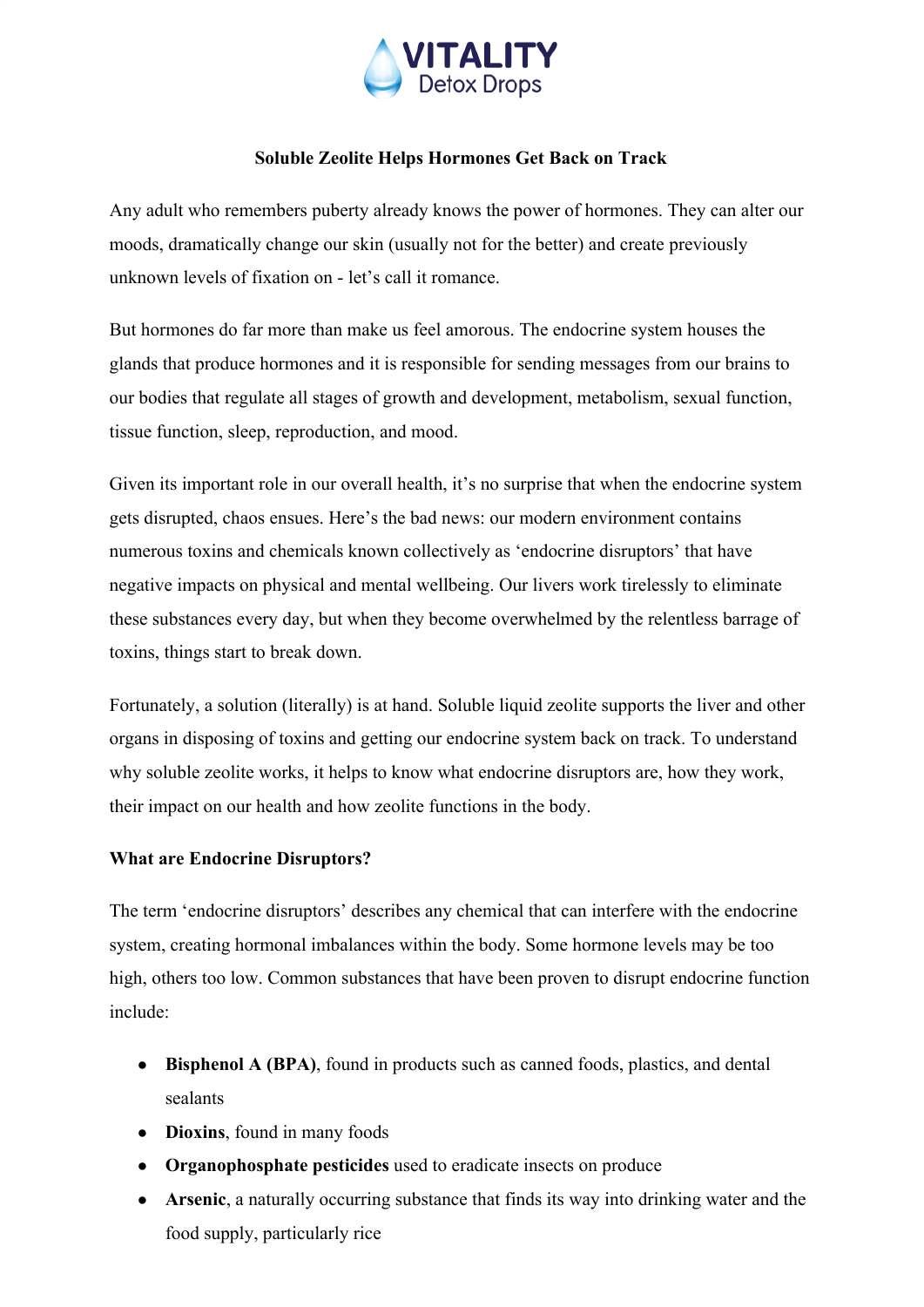VITALITY
Detox Drops

## Soluble Zeolite Helps Hormones Get Back on Track

Any adult who remembers puberty already knows the power of hormones. They can alter our moods, dramatically change our skin (usually not for the better) and create previously unknown levels of fixation on - let's call it romance.

But hormones do far more than make us feel amorous. The endocrine system houses the glands that produce hormones and it is responsible for sending messages from our brains to our bodies that regulate all stages of growth and development, metabolism, sexual function, tissue function, sleep, reproduction, and mood.

Given its important role in our overall health, it's no surprise that when the endocrine system gets disrupted, chaos ensues. Here's the bad news: our modern environment contains numerous toxins and chemicals known collectively as 'endocrine disruptors' that have negative impacts on physical and mental wellbeing. Our livers work tirelessly to eliminate these substances every day, but when they become overwhelmed by the relentless barrage of toxins, things start to break down.

Fortunately, a solution (literally) is at hand. Soluble liquid zeolite supports the liver and other organs in disposing of toxins and getting our endocrine system back on track. To understand why soluble zeolite works, it helps to know what endocrine disruptors are, how they work, their impact on our health and how zeolite functions in the body.

### What are Endocrine Disruptors?

The term 'endocrine disruptors' describes any chemical that can interfere with the endocrine system, creating hormonal imbalances within the body. Some hormone levels may be too high, others too low. Common substances that have been proven to disrupt endocrine function include:

- **Bisphenol A (BPA)**, found in products such as canned foods, plastics, and dental sealants
- **Dioxins**, found in many foods
- **Organophosphate pesticides** used to eradicate insects on produce
- **Arsenic**, a naturally occurring substance that finds its way into drinking water and the food supply, particularly rice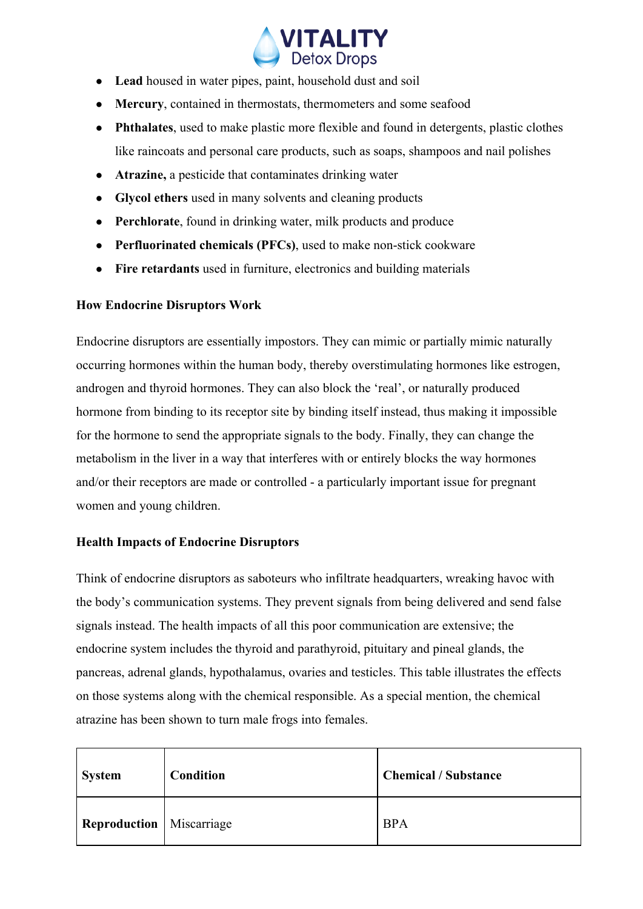- **Lead** housed in water pipes, paint, household dust and soil
- **Mercury**, contained in thermostats, thermometers and some seafood
- **Phthalates**, used to make plastic more flexible and found in detergents, plastic clothes like raincoats and personal care products, such as soaps, shampoos and nail polishes
- **Atrazine,** a pesticide that contaminates drinking water
- **Glycol ethers** used in many solvents and cleaning products
- **Perchlorate**, found in drinking water, milk products and produce
- **Perfluorinated chemicals (PFCs)**, used to make non-stick cookware
- **Fire retardants** used in furniture, electronics and building materials

**How Endocrine Disruptors Work**

Endocrine disruptors are essentially impostors. They can mimic or partially mimic naturally occurring hormones within the human body, thereby overstimulating hormones like estrogen, androgen and thyroid hormones. They can also block the 'real', or naturally produced hormone from binding to its receptor site by binding itself instead, thus making it impossible for the hormone to send the appropriate signals to the body. Finally, they can change the metabolism in the liver in a way that interferes with or entirely blocks the way hormones and/or their receptors are made or controlled - a particularly important issue for pregnant women and young children.

**Health Impacts of Endocrine Disruptors**

Think of endocrine disruptors as saboteurs who infiltrate headquarters, wreaking havoc with the body's communication systems. They prevent signals from being delivered and send false signals instead. The health impacts of all this poor communication are extensive; the endocrine system includes the thyroid and parathyroid, pituitary and pineal glands, the pancreas, adrenal glands, hypothalamus, ovaries and testicles. This table illustrates the effects on those systems along with the chemical responsible. As a special mention, the chemical atrazine has been shown to turn male frogs into females.

| System | Condition | Chemical / Substance |
|---|---|---|
| **Reproduction** | Miscarriage | BPA |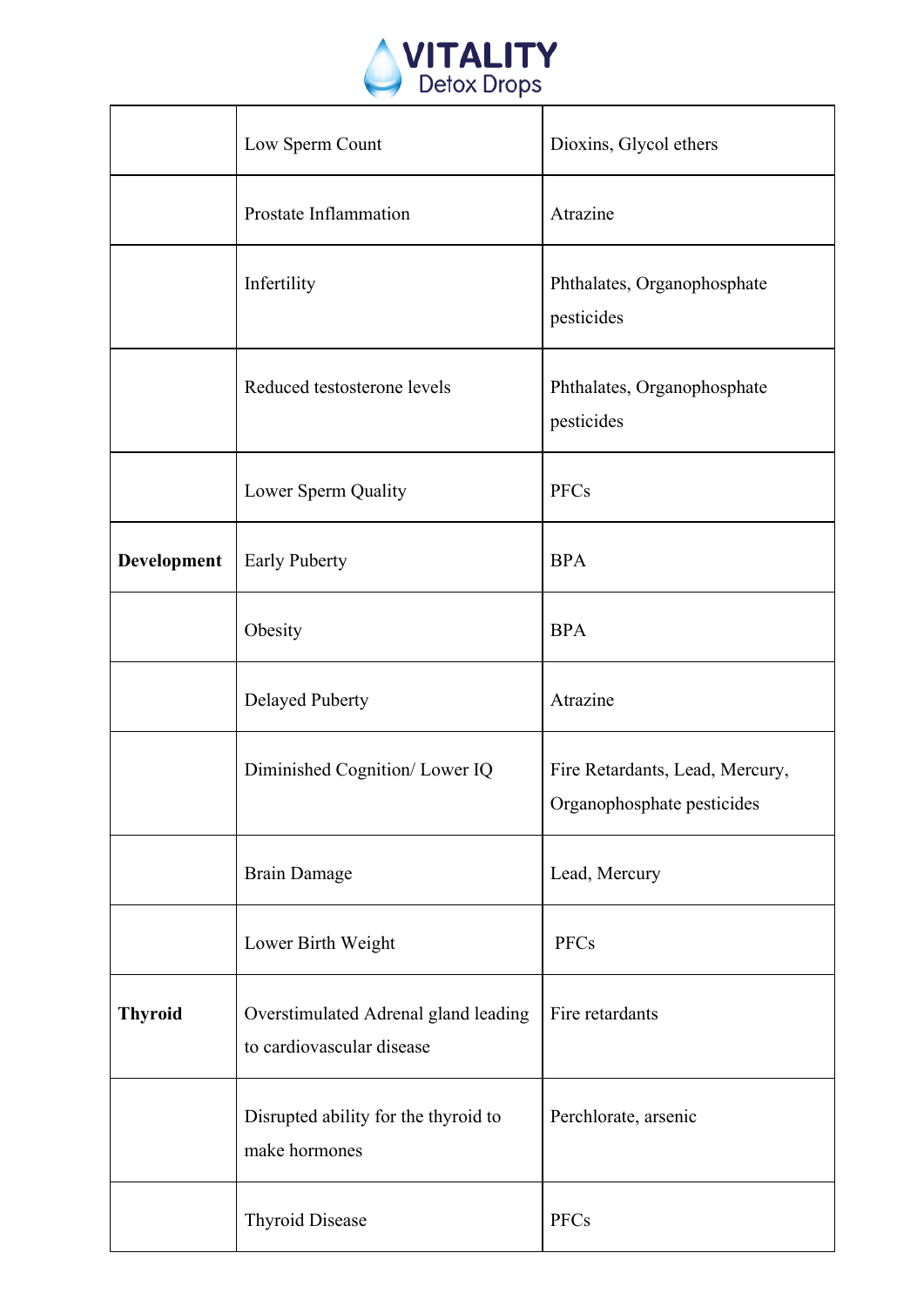| | | |
|---|---|---|
| | Low Sperm Count | Dioxins, Glycol ethers |
| | Prostate Inflammation | Atrazine |
| | Infertility | Phthalates, Organophosphate pesticides |
| | Reduced testosterone levels | Phthalates, Organophosphate pesticides |
| | Lower Sperm Quality | PFCs |
| **Development** | Early Puberty | BPA |
| | Obesity | BPA |
| | Delayed Puberty | Atrazine |
| | Diminished Cognition/ Lower IQ | Fire Retardants, Lead, Mercury, Organophosphate pesticides |
| | Brain Damage | Lead, Mercury |
| | Lower Birth Weight | PFCs |
| **Thyroid** | Overstimulated Adrenal gland leading to cardiovascular disease | Fire retardants |
| | Disrupted ability for the thyroid to make hormones | Perchlorate, arsenic |
| | Thyroid Disease | PFCs |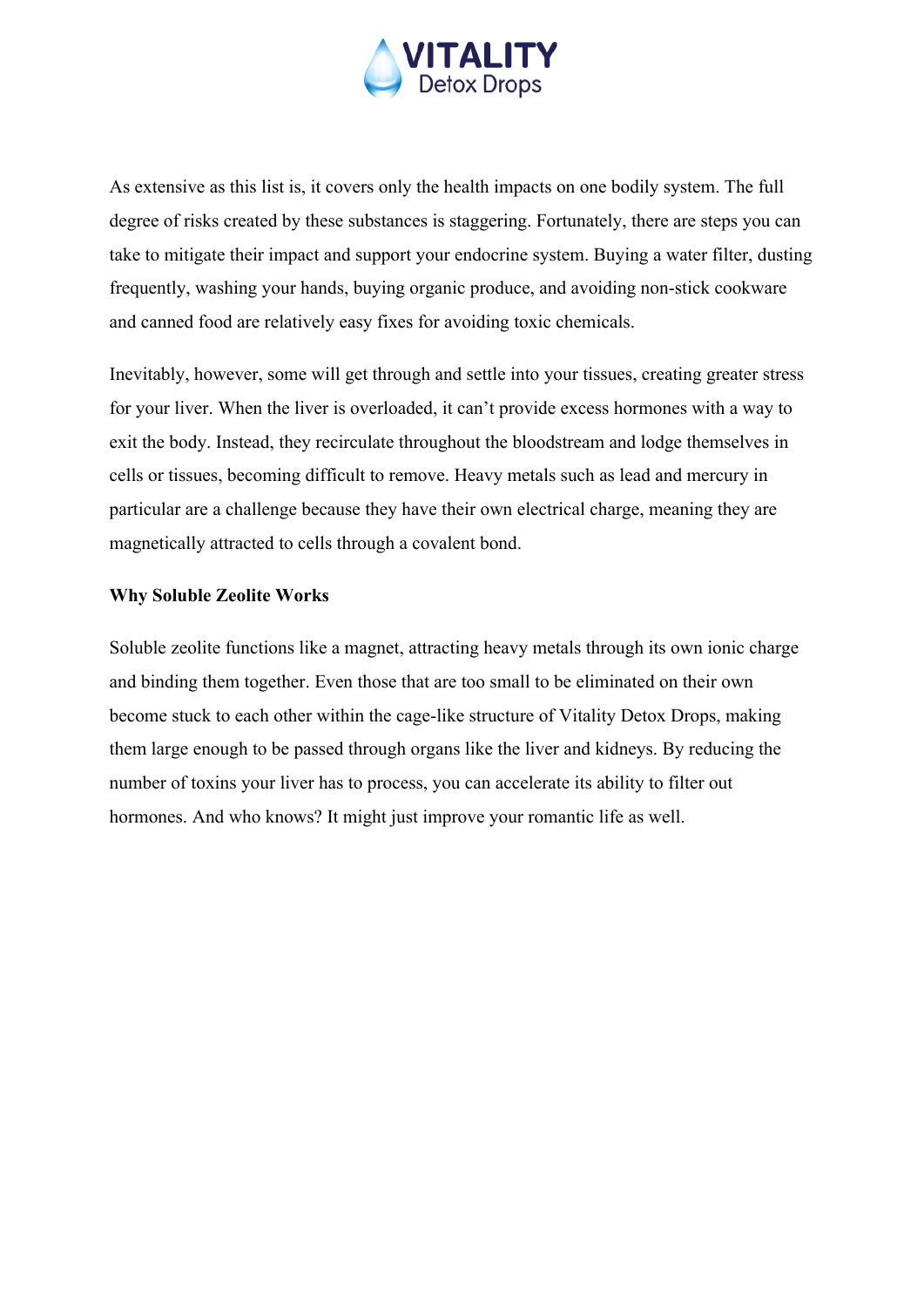As extensive as this list is, it covers only the health impacts on one bodily system. The full degree of risks created by these substances is staggering. Fortunately, there are steps you can take to mitigate their impact and support your endocrine system. Buying a water filter, dusting frequently, washing your hands, buying organic produce, and avoiding non-stick cookware and canned food are relatively easy fixes for avoiding toxic chemicals.

Inevitably, however, some will get through and settle into your tissues, creating greater stress for your liver. When the liver is overloaded, it can't provide excess hormones with a way to exit the body. Instead, they recirculate throughout the bloodstream and lodge themselves in cells or tissues, becoming difficult to remove. Heavy metals such as lead and mercury in particular are a challenge because they have their own electrical charge, meaning they are magnetically attracted to cells through a covalent bond.

**Why Soluble Zeolite Works**

Soluble zeolite functions like a magnet, attracting heavy metals through its own ionic charge and binding them together. Even those that are too small to be eliminated on their own become stuck to each other within the cage-like structure of Vitality Detox Drops, making them large enough to be passed through organs like the liver and kidneys. By reducing the number of toxins your liver has to process, you can accelerate its ability to filter out hormones. And who knows? It might just improve your romantic life as well.